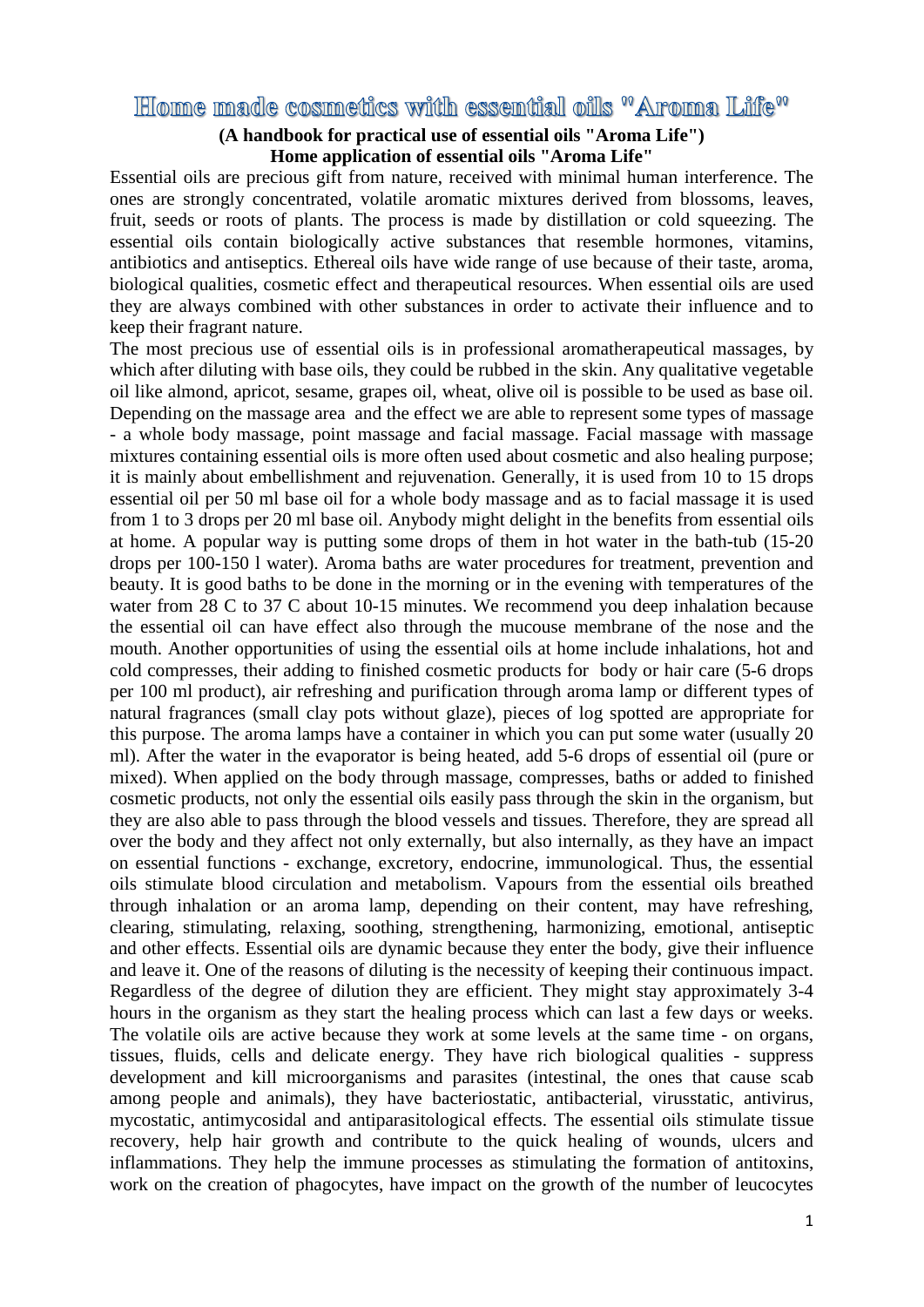# Home made cosmetics with essential oils "Aroma Life"

**(A handbook for practical use of essential oils "Aroma Life")**
**Home application of essential oils "Aroma Life"**

Essential oils are precious gift from nature, received with minimal human interference. The ones are strongly concentrated, volatile aromatic mixtures derived from blossoms, leaves, fruit, seeds or roots of plants. The process is made by distillation or cold squeezing. The essential oils contain biologically active substances that resemble hormones, vitamins, antibiotics and antiseptics. Ethereal oils have wide range of use because of their taste, aroma, biological qualities, cosmetic effect and therapeutical resources. When essential oils are used they are always combined with other substances in order to activate their influence and to keep their fragrant nature.

The most precious use of essential oils is in professional aromatherapeutical massages, by which after diluting with base oils, they could be rubbed in the skin. Any qualitative vegetable oil like almond, apricot, sesame, grapes oil, wheat, olive oil is possible to be used as base oil. Depending on the massage area and the effect we are able to represent some types of massage - a whole body massage, point massage and facial massage. Facial massage with massage mixtures containing essential oils is more often used about cosmetic and also healing purpose; it is mainly about embellishment and rejuvenation. Generally, it is used from 10 to 15 drops essential oil per 50 ml base oil for a whole body massage and as to facial massage it is used from 1 to 3 drops per 20 ml base oil. Anybody might delight in the benefits from essential oils at home. A popular way is putting some drops of them in hot water in the bath-tub (15-20 drops per 100-150 l water). Aroma baths are water procedures for treatment, prevention and beauty. It is good baths to be done in the morning or in the evening with temperatures of the water from 28 C to 37 C about 10-15 minutes. We recommend you deep inhalation because the essential oil can have effect also through the mucouse membrane of the nose and the mouth. Another opportunities of using the essential oils at home include inhalations, hot and cold compresses, their adding to finished cosmetic products for body or hair care (5-6 drops per 100 ml product), air refreshing and purification through aroma lamp or different types of natural fragrances (small clay pots without glaze), pieces of log spotted are appropriate for this purpose. The aroma lamps have a container in which you can put some water (usually 20 ml). After the water in the evaporator is being heated, add 5-6 drops of essential oil (pure or mixed). When applied on the body through massage, compresses, baths or added to finished cosmetic products, not only the essential oils easily pass through the skin in the organism, but they are also able to pass through the blood vessels and tissues. Therefore, they are spread all over the body and they affect not only externally, but also internally, as they have an impact on essential functions - exchange, excretory, endocrine, immunological. Thus, the essential oils stimulate blood circulation and metabolism. Vapours from the essential oils breathed through inhalation or an aroma lamp, depending on their content, may have refreshing, clearing, stimulating, relaxing, soothing, strengthening, harmonizing, emotional, antiseptic and other effects. Essential oils are dynamic because they enter the body, give their influence and leave it. One of the reasons of diluting is the necessity of keeping their continuous impact. Regardless of the degree of dilution they are efficient. They might stay approximately 3-4 hours in the organism as they start the healing process which can last a few days or weeks. The volatile oils are active because they work at some levels at the same time - on organs, tissues, fluids, cells and delicate energy. They have rich biological qualities - suppress development and kill microorganisms and parasites (intestinal, the ones that cause scab among people and animals), they have bacteriostatic, antibacterial, virusstatic, antivirus, mycostatic, antimycosidal and antiparasitological effects. The essential oils stimulate tissue recovery, help hair growth and contribute to the quick healing of wounds, ulcers and inflammations. They help the immune processes as stimulating the formation of antitoxins, work on the creation of phagocytes, have impact on the growth of the number of leucocytes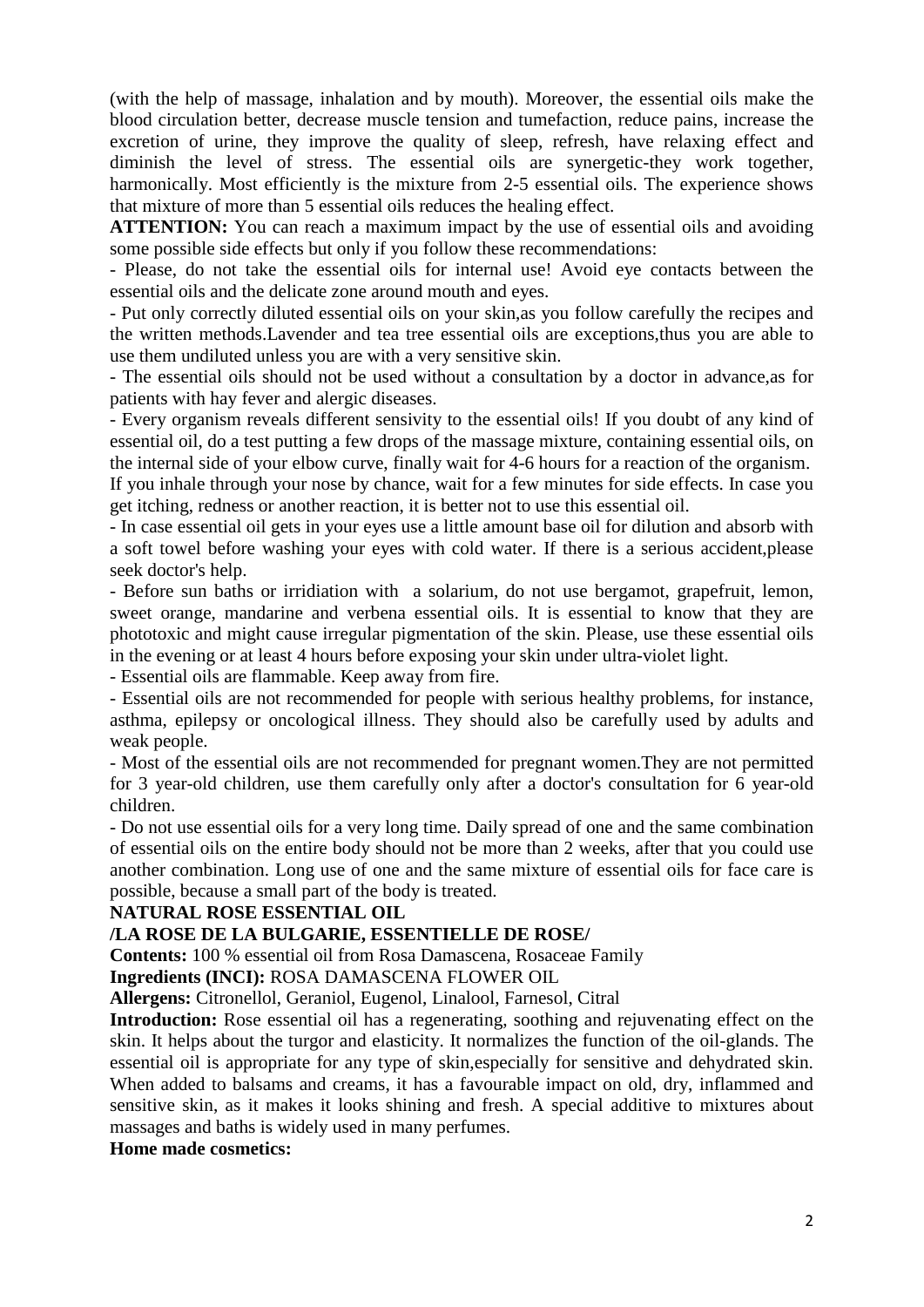(with the help of massage, inhalation and by mouth). Moreover, the essential oils make the blood circulation better, decrease muscle tension and tumefaction, reduce pains, increase the excretion of urine, they improve the quality of sleep, refresh, have relaxing effect and diminish the level of stress. The essential oils are synergetic-they work together, harmonically. Most efficiently is the mixture from 2-5 essential oils. The experience shows that mixture of more than 5 essential oils reduces the healing effect.

**ATTENTION:** You can reach a maximum impact by the use of essential oils and avoiding some possible side effects but only if you follow these recommendations:

- Please, do not take the essential oils for internal use! Avoid eye contacts between the essential oils and the delicate zone around mouth and eyes.
- Put only correctly diluted essential oils on your skin,as you follow carefully the recipes and the written methods.Lavender and tea tree essential oils are exceptions,thus you are able to use them undiluted unless you are with a very sensitive skin.
- The essential oils should not be used without a consultation by a doctor in advance,as for patients with hay fever and alergic diseases.
- Every organism reveals different sensivity to the essential oils! If you doubt of any kind of essential oil, do a test putting a few drops of the massage mixture, containing essential oils, on the internal side of your elbow curve, finally wait for 4-6 hours for a reaction of the organism. If you inhale through your nose by chance, wait for a few minutes for side effects. In case you get itching, redness or another reaction, it is better not to use this essential oil.
- In case essential oil gets in your eyes use a little amount base oil for dilution and absorb with a soft towel before washing your eyes with cold water. If there is a serious accident,please seek doctor's help.
- Before sun baths or irridiation with a solarium, do not use bergamot, grapefruit, lemon, sweet orange, mandarine and verbena essential oils. It is essential to know that they are phototoxic and might cause irregular pigmentation of the skin. Please, use these essential oils in the evening or at least 4 hours before exposing your skin under ultra-violet light.
- Essential oils are flammable. Keep away from fire.
- Essential oils are not recommended for people with serious healthy problems, for instance, asthma, epilepsy or oncological illness. They should also be carefully used by adults and weak people.
- Most of the essential oils are not recommended for pregnant women.They are not permitted for 3 year-old children, use them carefully only after a doctor's consultation for 6 year-old children.
- Do not use essential oils for a very long time. Daily spread of one and the same combination of essential oils on the entire body should not be more than 2 weeks, after that you could use another combination. Long use of one and the same mixture of essential oils for face care is possible, because a small part of the body is treated.

**NATURAL ROSE ESSENTIAL OIL**

**/LA ROSE DE LA BULGARIE, ESSENTIELLE DE ROSE/**

**Contents:** 100 % essential oil from Rosa Damascena, Rosaceae Family

**Ingredients (INCI):** ROSA DAMASCENA FLOWER OIL

**Allergens:** Citronellol, Geraniol, Eugenol, Linalool, Farnesol, Citral

**Introduction:** Rose essential oil has a regenerating, soothing and rejuvenating effect on the skin. It helps about the turgor and elasticity. It normalizes the function of the oil-glands. The essential oil is appropriate for any type of skin,especially for sensitive and dehydrated skin. When added to balsams and creams, it has a favourable impact on old, dry, inflammed and sensitive skin, as it makes it looks shining and fresh. A special additive to mixtures about massages and baths is widely used in many perfumes.

**Home made cosmetics:**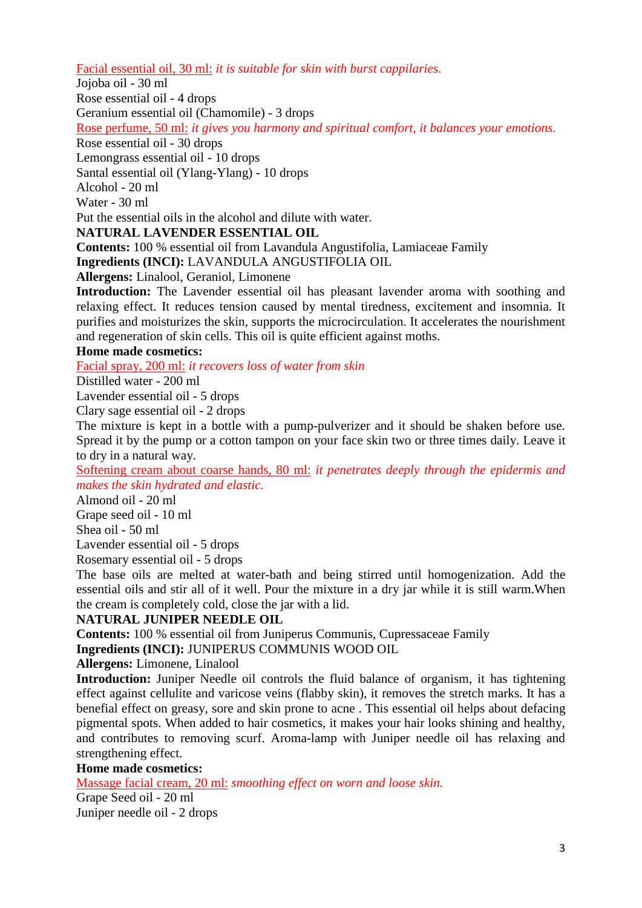Facial essential oil, 30 ml: *it is suitable for skin with burst cappilaries.*
Jojoba oil - 30 ml
Rose essential oil - 4 drops
Geranium essential oil (Chamomile) - 3 drops

Rose perfume, 50 ml: *it gives you harmony and spiritual comfort, it balances your emotions.*
Rose essential oil - 30 drops
Lemongrass essential oil - 10 drops
Santal essential oil (Ylang-Ylang) - 10 drops
Alcohol - 20 ml
Water - 30 ml
Put the essential oils in the alcohol and dilute with water.

**NATURAL LAVENDER ESSENTIAL OIL**

**Contents:** 100 % essential oil from Lavandula Angustifolia, Lamiaceae Family
**Ingredients (INCI):** LAVANDULA ANGUSTIFOLIA OIL
**Allergens:** Linalool, Geraniol, Limonene
**Introduction:** The Lavender essential oil has pleasant lavender aroma with soothing and relaxing effect. It reduces tension caused by mental tiredness, excitement and insomnia. It purifies and moisturizes the skin, supports the microcirculation. It accelerates the nourishment and regeneration of skin cells. This oil is quite efficient against moths.
**Home made cosmetics:**

Facial spray, 200 ml: *it recovers loss of water from skin*
Distilled water - 200 ml
Lavender essential oil - 5 drops
Clary sage essential oil - 2 drops
The mixture is kept in a bottle with a pump-pulverizer and it should be shaken before use. Spread it by the pump or a cotton tampon on your face skin two or three times daily. Leave it to dry in a natural way.

Softening cream about coarse hands, 80 ml: *it penetrates deeply through the epidermis and makes the skin hydrated and elastic.*
Almond oil - 20 ml
Grape seed oil - 10 ml
Shea oil - 50 ml
Lavender essential oil - 5 drops
Rosemary essential oil - 5 drops
The base oils are melted at water-bath and being stirred until homogenization. Add the essential oils and stir all of it well. Pour the mixture in a dry jar while it is still warm.When the cream is completely cold, close the jar with a lid.

**NATURAL JUNIPER NEEDLE OIL**

**Contents:** 100 % essential oil from Juniperus Communis, Cupressaceae Family
**Ingredients (INCI):** JUNIPERUS COMMUNIS WOOD OIL
**Allergens:** Limonene, Linalool
**Introduction:** Juniper Needle oil controls the fluid balance of organism, it has tightening effect against cellulite and varicose veins (flabby skin), it removes the stretch marks. It has a benefial effect on greasy, sore and skin prone to acne . This essential oil helps about defacing pigmental spots. When added to hair cosmetics, it makes your hair looks shining and healthy, and contributes to removing scurf. Aroma-lamp with Juniper needle oil has relaxing and strengthening effect.
**Home made cosmetics:**

Massage facial cream, 20 ml: *smoothing effect on worn and loose skin.*
Grape Seed oil - 20 ml
Juniper needle oil - 2 drops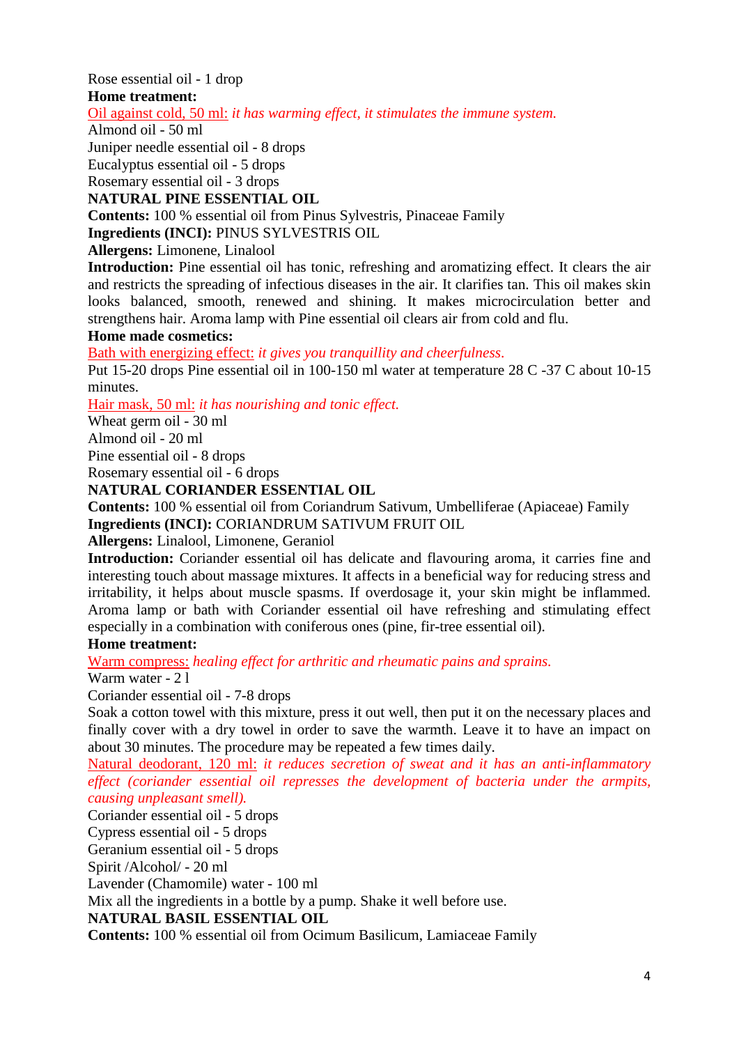Rose essential oil - 1 drop

**Home treatment:**

Oil against cold, 50 ml: *it has warming effect, it stimulates the immune system.*

Almond oil - 50 ml

Juniper needle essential oil - 8 drops

Eucalyptus essential oil - 5 drops

Rosemary essential oil - 3 drops

## NATURAL PINE ESSENTIAL OIL

**Contents:** 100 % essential oil from Pinus Sylvestris, Pinaceae Family

**Ingredients (INCI):** PINUS SYLVESTRIS OIL

**Allergens:** Limonene, Linalool

**Introduction:** Pine essential oil has tonic, refreshing and aromatizing effect. It clears the air and restricts the spreading of infectious diseases in the air. It clarifies tan. This oil makes skin looks balanced, smooth, renewed and shining. It makes microcirculation better and strengthens hair. Aroma lamp with Pine essential oil clears air from cold and flu.

**Home made cosmetics:**

Bath with energizing effect: *it gives you tranquillity and cheerfulness.*

Put 15-20 drops Pine essential oil in 100-150 ml water at temperature 28 C -37 C about 10-15 minutes.

Hair mask, 50 ml: *it has nourishing and tonic effect.*

Wheat germ oil - 30 ml

Almond oil - 20 ml

Pine essential oil - 8 drops

Rosemary essential oil - 6 drops

## NATURAL CORIANDER ESSENTIAL OIL

**Contents:** 100 % essential oil from Coriandrum Sativum, Umbelliferae (Apiaceae) Family

**Ingredients (INCI):** CORIANDRUM SATIVUM FRUIT OIL

**Allergens:** Linalool, Limonene, Geraniol

**Introduction:** Coriander essential oil has delicate and flavouring aroma, it carries fine and interesting touch about massage mixtures. It affects in a beneficial way for reducing stress and irritability, it helps about muscle spasms. If overdosage it, your skin might be inflammed. Aroma lamp or bath with Coriander essential oil have refreshing and stimulating effect especially in a combination with coniferous ones (pine, fir-tree essential oil).

**Home treatment:**

Warm compress: *healing effect for arthritic and rheumatic pains and sprains.*

Warm water - 2 l

Coriander essential oil - 7-8 drops

Soak a cotton towel with this mixture, press it out well, then put it on the necessary places and finally cover with a dry towel in order to save the warmth. Leave it to have an impact on about 30 minutes. The procedure may be repeated a few times daily.

Natural deodorant, 120 ml: *it reduces secretion of sweat and it has an anti-inflammatory effect (coriander essential oil represses the development of bacteria under the armpits, causing unpleasant smell).*

Coriander essential oil - 5 drops

Cypress essential oil - 5 drops

Geranium essential oil - 5 drops

Spirit /Alcohol/ - 20 ml

Lavender (Chamomile) water - 100 ml

Mix all the ingredients in a bottle by a pump. Shake it well before use.

## NATURAL BASIL ESSENTIAL OIL

**Contents:** 100 % essential oil from Ocimum Basilicum, Lamiaceae Family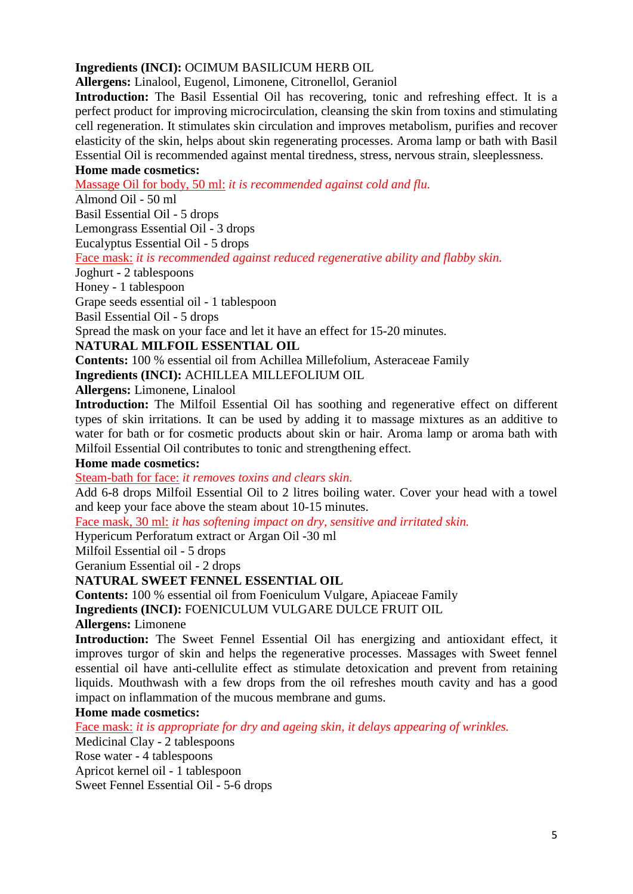**Ingredients (INCI):** OCIMUM BASILICUM HERB OIL
**Allergens:** Linalool, Eugenol, Limonene, Citronellol, Geraniol
**Introduction:** The Basil Essential Oil has recovering, tonic and refreshing effect. It is a perfect product for improving microcirculation, cleansing the skin from toxins and stimulating cell regeneration. It stimulates skin circulation and improves metabolism, purifies and recover elasticity of the skin, helps about skin regenerating processes. Aroma lamp or bath with Basil Essential Oil is recommended against mental tiredness, stress, nervous strain, sleeplessness.
**Home made cosmetics:**
Massage Oil for body, 50 ml: *it is recommended against cold and flu.*
Almond Oil - 50 ml
Basil Essential Oil - 5 drops
Lemongrass Essential Oil - 3 drops
Eucalyptus Essential Oil - 5 drops
Face mask: *it is recommended against reduced regenerative ability and flabby skin.*
Joghurt - 2 tablespoons
Honey - 1 tablespoon
Grape seeds essential oil - 1 tablespoon
Basil Essential Oil - 5 drops
Spread the mask on your face and let it have an effect for 15-20 minutes.

**NATURAL MILFOIL ESSENTIAL OIL**

**Contents:** 100 % essential oil from Achillea Millefolium, Asteraceae Family
**Ingredients (INCI):** ACHILLEA MILLEFOLIUM OIL
**Allergens:** Limonene, Linalool
**Introduction:** The Milfoil Essential Oil has soothing and regenerative effect on different types of skin irritations. It can be used by adding it to massage mixtures as an additive to water for bath or for cosmetic products about skin or hair. Aroma lamp or aroma bath with Milfoil Essential Oil contributes to tonic and strengthening effect.
**Home made cosmetics:**
Steam-bath for face: *it removes toxins and clears skin.*
Add 6-8 drops Milfoil Essential Oil to 2 litres boiling water. Cover your head with a towel and keep your face above the steam about 10-15 minutes.
Face mask, 30 ml: *it has softening impact on dry, sensitive and irritated skin.*
Hypericum Perforatum extract or Argan Oil -30 ml
Milfoil Essential oil - 5 drops
Geranium Essential oil - 2 drops

**NATURAL SWEET FENNEL ESSENTIAL OIL**

**Contents:** 100 % essential oil from Foeniculum Vulgare, Apiaceae Family
**Ingredients (INCI):** FOENICULUM VULGARE DULCE FRUIT OIL
**Allergens:** Limonene
**Introduction:** The Sweet Fennel Essential Oil has energizing and antioxidant effect, it improves turgor of skin and helps the regenerative processes. Massages with Sweet fennel essential oil have anti-cellulite effect as stimulate detoxication and prevent from retaining liquids. Mouthwash with a few drops from the oil refreshes mouth cavity and has a good impact on inflammation of the mucous membrane and gums.
**Home made cosmetics:**
Face mask: *it is appropriate for dry and ageing skin, it delays appearing of wrinkles.*
Medicinal Clay - 2 tablespoons
Rose water - 4 tablespoons
Apricot kernel oil - 1 tablespoon
Sweet Fennel Essential Oil - 5-6 drops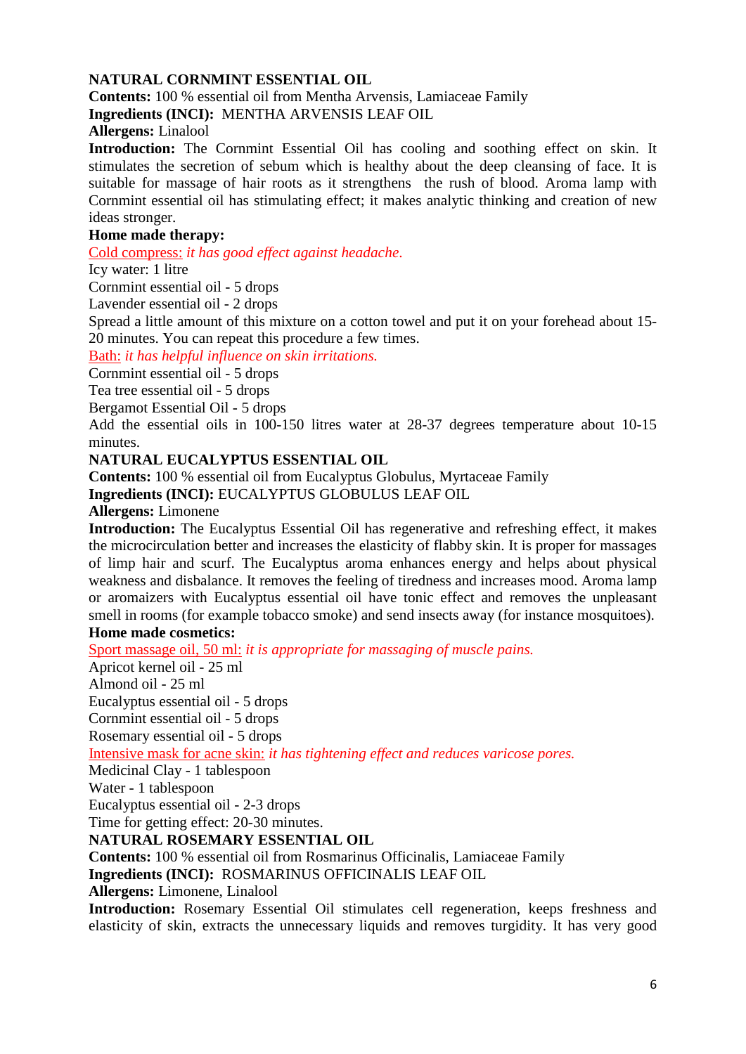**NATURAL CORNMINT ESSENTIAL OIL**

**Contents:** 100 % essential oil from Mentha Arvensis, Lamiaceae Family

**Ingredients (INCI):** MENTHA ARVENSIS LEAF OIL

**Allergens:** Linalool

**Introduction:** The Cornmint Essential Oil has cooling and soothing effect on skin. It stimulates the secretion of sebum which is healthy about the deep cleansing of face. It is suitable for massage of hair roots as it strengthens the rush of blood. Aroma lamp with Cornmint essential oil has stimulating effect; it makes analytic thinking and creation of new ideas stronger.

**Home made therapy:**

Cold compress: *it has good effect against headache.*

Icy water: 1 litre
Cornmint essential oil - 5 drops
Lavender essential oil - 2 drops

Spread a little amount of this mixture on a cotton towel and put it on your forehead about 15-20 minutes. You can repeat this procedure a few times.

Bath: *it has helpful influence on skin irritations.*

Cornmint essential oil - 5 drops
Tea tree essential oil - 5 drops
Bergamot Essential Oil - 5 drops

Add the essential oils in 100-150 litres water at 28-37 degrees temperature about 10-15 minutes.

**NATURAL EUCALYPTUS ESSENTIAL OIL**

**Contents:** 100 % essential oil from Eucalyptus Globulus, Myrtaceae Family

**Ingredients (INCI):** EUCALYPTUS GLOBULUS LEAF OIL

**Allergens:** Limonene

**Introduction:** The Eucalyptus Essential Oil has regenerative and refreshing effect, it makes the microcirculation better and increases the elasticity of flabby skin. It is proper for massages of limp hair and scurf. The Eucalyptus aroma enhances energy and helps about physical weakness and disbalance. It removes the feeling of tiredness and increases mood. Aroma lamp or aromaizers with Eucalyptus essential oil have tonic effect and removes the unpleasant smell in rooms (for example tobacco smoke) and send insects away (for instance mosquitoes).

**Home made cosmetics:**

Sport massage oil, 50 ml: *it is appropriate for massaging of muscle pains.*

Apricot kernel oil - 25 ml
Almond oil - 25 ml
Eucalyptus essential oil - 5 drops
Cornmint essential oil - 5 drops
Rosemary essential oil - 5 drops

Intensive mask for acne skin: *it has tightening effect and reduces varicose pores.*

Medicinal Clay - 1 tablespoon
Water - 1 tablespoon
Eucalyptus essential oil - 2-3 drops
Time for getting effect: 20-30 minutes.

**NATURAL ROSEMARY ESSENTIAL OIL**

**Contents:** 100 % essential oil from Rosmarinus Officinalis, Lamiaceae Family

**Ingredients (INCI):** ROSMARINUS OFFICINALIS LEAF OIL

**Allergens:** Limonene, Linalool

**Introduction:** Rosemary Essential Oil stimulates cell regeneration, keeps freshness and elasticity of skin, extracts the unnecessary liquids and removes turgidity. It has very good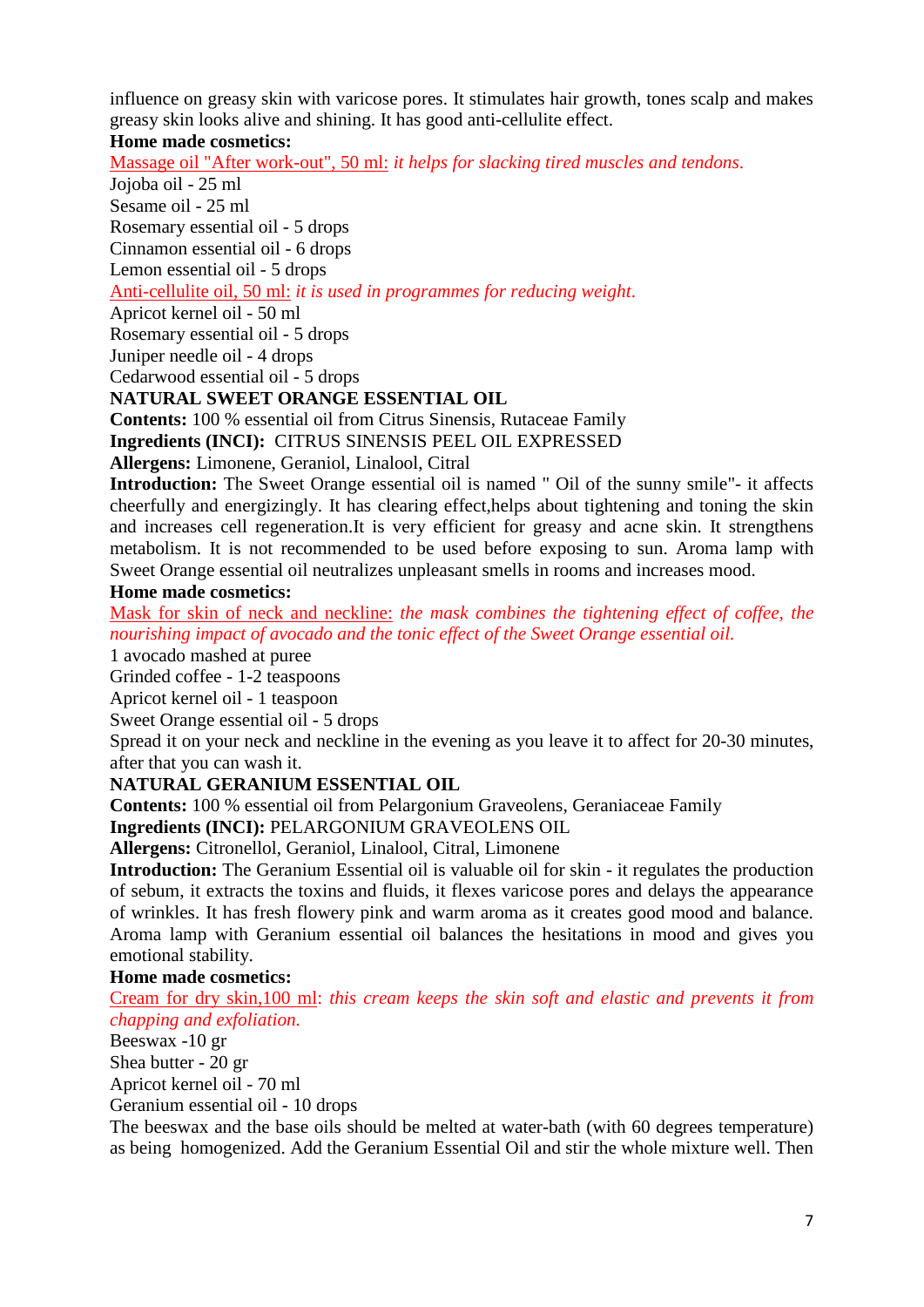influence on greasy skin with varicose pores. It stimulates hair growth, tones scalp and makes greasy skin looks alive and shining. It has good anti-cellulite effect.

**Home made cosmetics:**

Massage oil "After work-out", 50 ml: *it helps for slacking tired muscles and tendons.*

Jojoba oil - 25 ml
Sesame oil - 25 ml
Rosemary essential oil - 5 drops
Cinnamon essential oil - 6 drops
Lemon essential oil - 5 drops

Anti-cellulite oil, 50 ml: *it is used in programmes for reducing weight.*

Apricot kernel oil - 50 ml
Rosemary essential oil - 5 drops
Juniper needle oil - 4 drops
Cedarwood essential oil - 5 drops

**NATURAL SWEET ORANGE ESSENTIAL OIL**

**Contents:** 100 % essential oil from Citrus Sinensis, Rutaceae Family

**Ingredients (INCI):** CITRUS SINENSIS PEEL OIL EXPRESSED

**Allergens:** Limonene, Geraniol, Linalool, Citral

**Introduction:** The Sweet Orange essential oil is named " Oil of the sunny smile"- it affects cheerfully and energizingly. It has clearing effect,helps about tightening and toning the skin and increases cell regeneration.It is very efficient for greasy and acne skin. It strengthens metabolism. It is not recommended to be used before exposing to sun. Aroma lamp with Sweet Orange essential oil neutralizes unpleasant smells in rooms and increases mood.

**Home made cosmetics:**

Mask for skin of neck and neckline: *the mask combines the tightening effect of coffee, the nourishing impact of avocado and the tonic effect of the Sweet Orange essential oil.*

1 avocado mashed at puree
Grinded coffee - 1-2 teaspoons
Apricot kernel oil - 1 teaspoon
Sweet Orange essential oil - 5 drops

Spread it on your neck and neckline in the evening as you leave it to affect for 20-30 minutes, after that you can wash it.

**NATURAL GERANIUM ESSENTIAL OIL**

**Contents:** 100 % essential oil from Pelargonium Graveolens, Geraniaceae Family

**Ingredients (INCI):** PELARGONIUM GRAVEOLENS OIL

**Allergens:** Citronellol, Geraniol, Linalool, Citral, Limonene

**Introduction:** The Geranium Essential oil is valuable oil for skin - it regulates the production of sebum, it extracts the toxins and fluids, it flexes varicose pores and delays the appearance of wrinkles. It has fresh flowery pink and warm aroma as it creates good mood and balance. Aroma lamp with Geranium essential oil balances the hesitations in mood and gives you emotional stability.

**Home made cosmetics:**

Cream for dry skin,100 ml: *this cream keeps the skin soft and elastic and prevents it from chapping and exfoliation.*

Beeswax -10 gr
Shea butter - 20 gr
Apricot kernel oil - 70 ml
Geranium essential oil - 10 drops

The beeswax and the base oils should be melted at water-bath (with 60 degrees temperature) as being homogenized. Add the Geranium Essential Oil and stir the whole mixture well. Then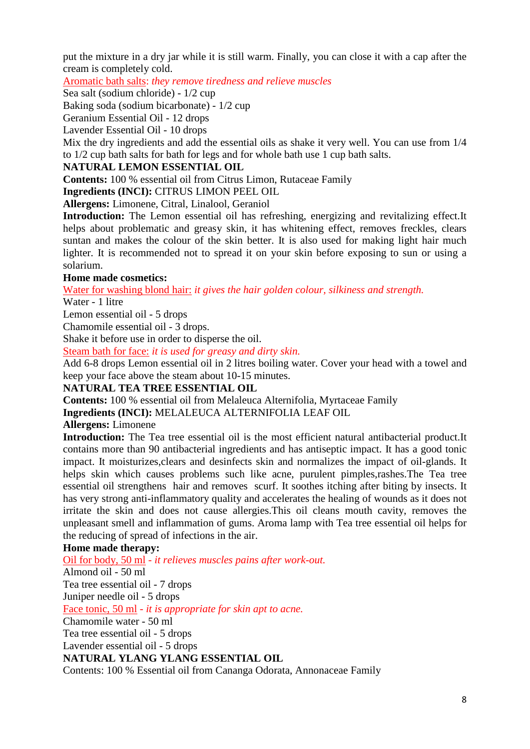put the mixture in a dry jar while it is still warm. Finally, you can close it with a cap after the cream is completely cold.

Aromatic bath salts: *they remove tiredness and relieve muscles*

Sea salt (sodium chloride) - 1/2 cup

Baking soda (sodium bicarbonate) - 1/2 cup

Geranium Essential Oil - 12 drops

Lavender Essential Oil - 10 drops

Mix the dry ingredients and add the essential oils as shake it very well. You can use from 1/4 to 1/2 cup bath salts for bath for legs and for whole bath use 1 cup bath salts.

**NATURAL LEMON ESSENTIAL OIL**

**Contents:** 100 % essential oil from Citrus Limon, Rutaceae Family

**Ingredients (INCI):** CITRUS LIMON PEEL OIL

**Allergens:** Limonene, Citral, Linalool, Geraniol

**Introduction:** The Lemon essential oil has refreshing, energizing and revitalizing effect.It helps about problematic and greasy skin, it has whitening effect, removes freckles, clears suntan and makes the colour of the skin better. It is also used for making light hair much lighter. It is recommended not to spread it on your skin before exposing to sun or using a solarium.

**Home made cosmetics:**

Water for washing blond hair: *it gives the hair golden colour, silkiness and strength.*

Water - 1 litre

Lemon essential oil - 5 drops

Chamomile essential oil - 3 drops.

Shake it before use in order to disperse the oil.

Steam bath for face: *it is used for greasy and dirty skin.*

Add 6-8 drops Lemon essential oil in 2 litres boiling water. Cover your head with a towel and keep your face above the steam about 10-15 minutes.

**NATURAL TEA TREE ESSENTIAL OIL**

**Contents:** 100 % essential oil from Melaleuca Alternifolia, Myrtaceae Family

**Ingredients (INCI):** MELALEUCA ALTERNIFOLIA LEAF OIL

**Allergens:** Limonene

**Introduction:** The Tea tree essential oil is the most efficient natural antibacterial product.It contains more than 90 antibacterial ingredients and has antiseptic impact. It has a good tonic impact. It moisturizes,clears and desinfects skin and normalizes the impact of oil-glands. It helps skin which causes problems such like acne, purulent pimples,rashes.The Tea tree essential oil strengthens hair and removes scurf. It soothes itching after biting by insects. It has very strong anti-inflammatory quality and accelerates the healing of wounds as it does not irritate the skin and does not cause allergies.This oil cleans mouth cavity, removes the unpleasant smell and inflammation of gums. Aroma lamp with Tea tree essential oil helps for the reducing of spread of infections in the air.

**Home made therapy:**

Oil for body, 50 ml *- it relieves muscles pains after work-out.*

Almond oil - 50 ml

Tea tree essential oil - 7 drops

Juniper needle oil - 5 drops

Face tonic, 50 ml *- it is appropriate for skin apt to acne.*

Chamomile water - 50 ml

Tea tree essential oil - 5 drops

Lavender essential oil - 5 drops

**NATURAL YLANG YLANG ESSENTIAL OIL**

Contents: 100 % Essential oil from Cananga Odorata, Annonaceae Family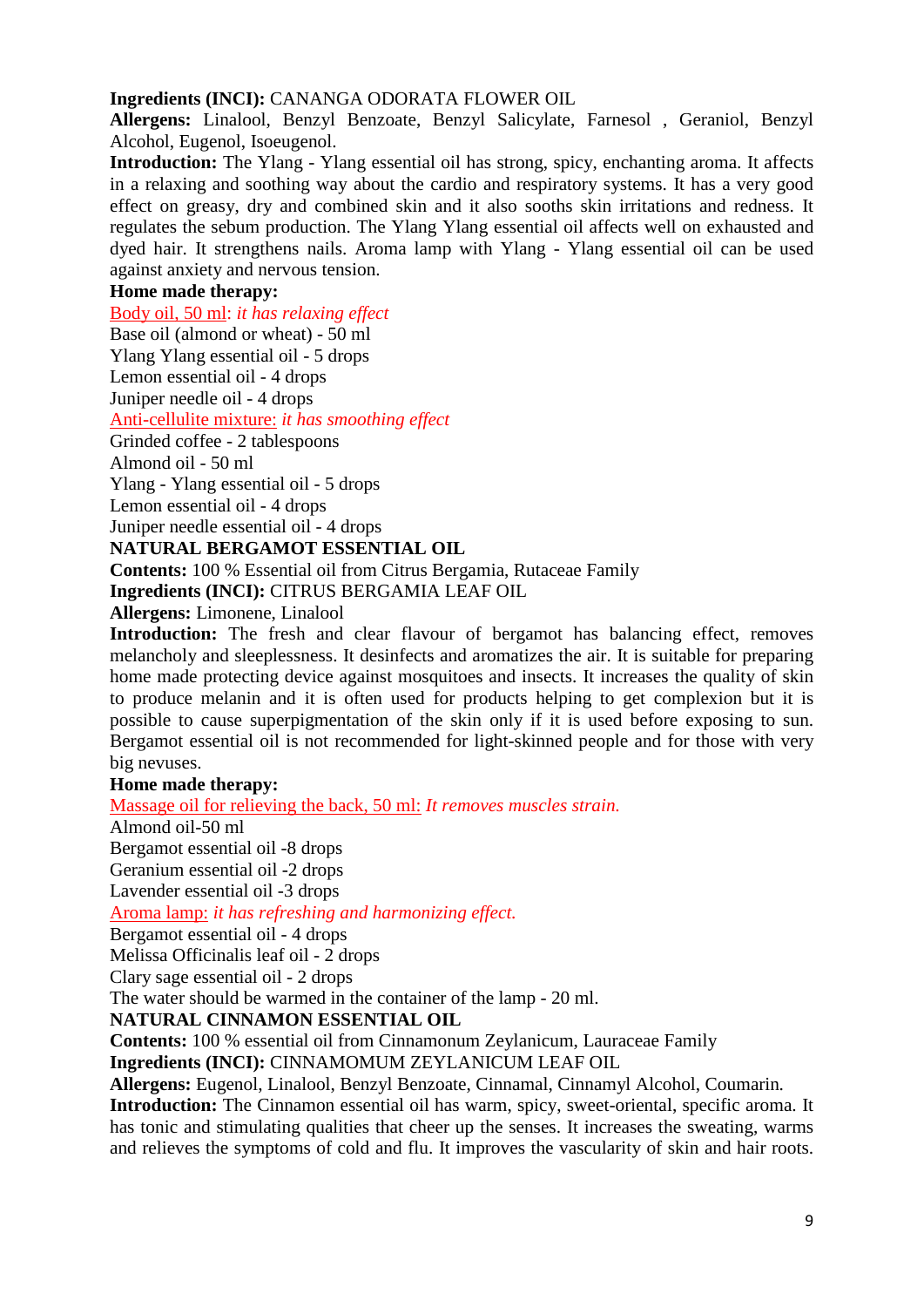**Ingredients (INCI):** CANANGA ODORATA FLOWER OIL

**Allergens:** Linalool, Benzyl Benzoate, Benzyl Salicylate, Farnesol , Geraniol, Benzyl Alcohol, Eugenol, Isoeugenol.

**Introduction:** The Ylang - Ylang essential oil has strong, spicy, enchanting aroma. It affects in a relaxing and soothing way about the cardio and respiratory systems. It has a very good effect on greasy, dry and combined skin and it also sooths skin irritations and redness. It regulates the sebum production. The Ylang Ylang essential oil affects well on exhausted and dyed hair. It strengthens nails. Aroma lamp with Ylang - Ylang essential oil can be used against anxiety and nervous tension.

**Home made therapy:**

Body oil, 50 ml: *it has relaxing effect*

Base oil (almond or wheat) - 50 ml
Ylang Ylang essential oil - 5 drops
Lemon essential oil - 4 drops
Juniper needle oil - 4 drops

Anti-cellulite mixture: *it has smoothing effect*

Grinded coffee - 2 tablespoons
Almond oil - 50 ml
Ylang - Ylang essential oil - 5 drops
Lemon essential oil - 4 drops
Juniper needle essential oil - 4 drops

**NATURAL BERGAMOT ESSENTIAL OIL**

**Contents:** 100 % Essential oil from Citrus Bergamia, Rutaceae Family

**Ingredients (INCI):** CITRUS BERGAMIA LEAF OIL

**Allergens:** Limonene, Linalool

**Introduction:** The fresh and clear flavour of bergamot has balancing effect, removes melancholy and sleeplessness. It desinfects and aromatizes the air. It is suitable for preparing home made protecting device against mosquitoes and insects. It increases the quality of skin to produce melanin and it is often used for products helping to get complexion but it is possible to cause superpigmentation of the skin only if it is used before exposing to sun. Bergamot essential oil is not recommended for light-skinned people and for those with very big nevuses.

**Home made therapy:**

Massage oil for relieving the back, 50 ml: *It removes muscles strain.*

Almond oil-50 ml
Bergamot essential oil -8 drops
Geranium essential oil -2 drops
Lavender essential oil -3 drops

Aroma lamp: *it has refreshing and harmonizing effect.*

Bergamot essential oil - 4 drops
Melissa Officinalis leaf oil - 2 drops
Clary sage essential oil - 2 drops
The water should be warmed in the container of the lamp - 20 ml.

**NATURAL CINNAMON ESSENTIAL OIL**

**Contents:** 100 % essential oil from Cinnamonum Zeylanicum, Lauraceae Family

**Ingredients (INCI):** CINNAMOMUM ZEYLANICUM LEAF OIL

**Allergens:** Eugenol, Linalool, Benzyl Benzoate, Cinnamal, Cinnamyl Alcohol, Coumarin.

**Introduction:** The Cinnamon essential oil has warm, spicy, sweet-oriental, specific aroma. It has tonic and stimulating qualities that cheer up the senses. It increases the sweating, warms and relieves the symptoms of cold and flu. It improves the vascularity of skin and hair roots.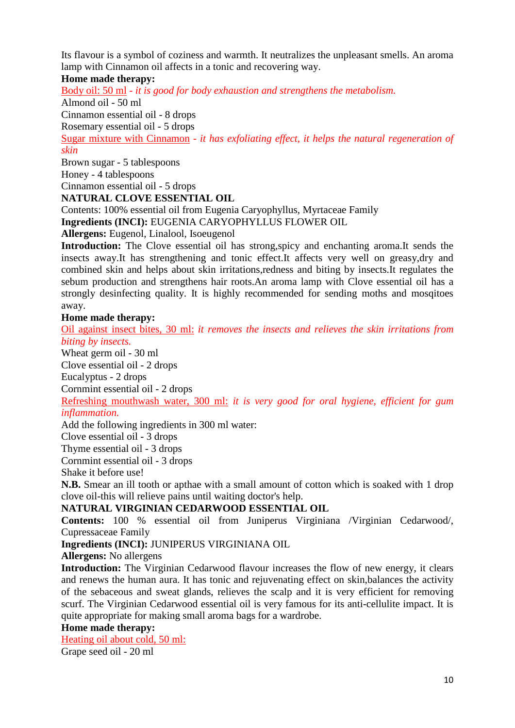Its flavour is a symbol of coziness and warmth. It neutralizes the unpleasant smells. An aroma lamp with Cinnamon oil affects in a tonic and recovering way.

**Home made therapy:**

Body oil: 50 ml - *it is good for body exhaustion and strengthens the metabolism.*

Almond oil - 50 ml
Cinnamon essential oil - 8 drops
Rosemary essential oil - 5 drops

Sugar mixture with Cinnamon - *it has exfoliating effect, it helps the natural regeneration of skin*

Brown sugar - 5 tablespoons
Honey - 4 tablespoons
Cinnamon essential oil - 5 drops

**NATURAL CLOVE ESSENTIAL OIL**

Contents: 100% essential oil from Eugenia Caryophyllus, Myrtaceae Family

**Ingredients (INCI):** EUGENIA CARYOPHYLLUS FLOWER OIL

**Allergens:** Eugenol, Linalool, Isoeugenol

**Introduction:** The Clove essential oil has strong,spicy and enchanting aroma.It sends the insects away.It has strengthening and tonic effect.It affects very well on greasy,dry and combined skin and helps about skin irritations,redness and biting by insects.It regulates the sebum production and strengthens hair roots.An aroma lamp with Clove essential oil has a strongly desinfecting quality. It is highly recommended for sending moths and mosqitoes away.

**Home made therapy:**

Oil against insect bites, 30 ml: *it removes the insects and relieves the skin irritations from biting by insects.*

Wheat germ oil - 30 ml
Clove essential oil - 2 drops
Eucalyptus - 2 drops
Cornmint essential oil - 2 drops

Refreshing mouthwash water, 300 ml: *it is very good for oral hygiene, efficient for gum inflammation.*

Add the following ingredients in 300 ml water:
Clove essential oil - 3 drops
Thyme essential oil - 3 drops
Cornmint essential oil - 3 drops
Shake it before use!

**N.B.** Smear an ill tooth or apthae with a small amount of cotton which is soaked with 1 drop clove oil-this will relieve pains until waiting doctor's help.

**NATURAL VIRGINIAN CEDARWOOD ESSENTIAL OIL**

**Contents:** 100 % essential oil from Juniperus Virginiana /Virginian Cedarwood/, Cupressaceae Family

**Ingredients (INCI):** JUNIPERUS VIRGINIANA OIL

**Allergens:** No allergens

**Introduction:** The Virginian Cedarwood flavour increases the flow of new energy, it clears and renews the human aura. It has tonic and rejuvenating effect on skin,balances the activity of the sebaceous and sweat glands, relieves the scalp and it is very efficient for removing scurf. The Virginian Cedarwood essential oil is very famous for its anti-cellulite impact. It is quite appropriate for making small aroma bags for a wardrobe.

**Home made therapy:**

Heating oil about cold, 50 ml:

Grape seed oil - 20 ml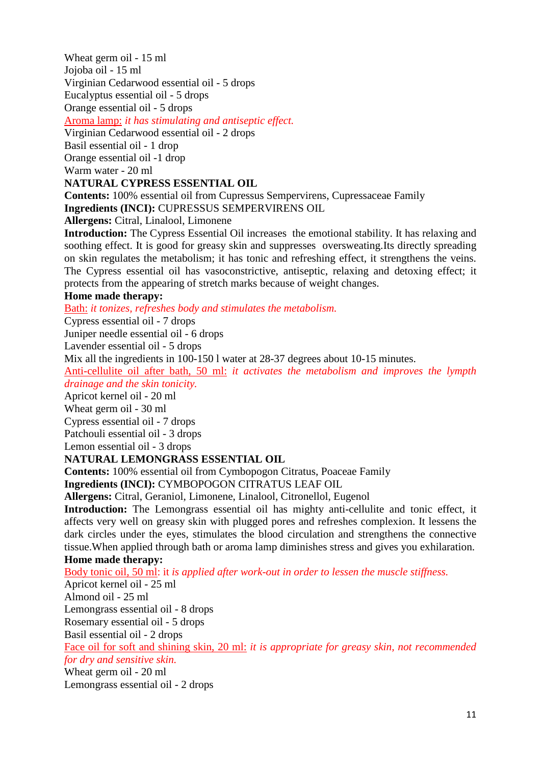Wheat germ oil - 15 ml
Jojoba oil - 15 ml
Virginian Cedarwood essential oil - 5 drops
Eucalyptus essential oil - 5 drops
Orange essential oil - 5 drops

Aroma lamp: *it has stimulating and antiseptic effect.*

Virginian Cedarwood essential oil - 2 drops
Basil essential oil - 1 drop
Orange essential oil -1 drop
Warm water - 20 ml

**NATURAL CYPRESS ESSENTIAL OIL**

**Contents:** 100% essential oil from Cupressus Sempervirens, Cupressaceae Family

**Ingredients (INCI):** CUPRESSUS SEMPERVIRENS OIL

**Allergens:** Citral, Linalool, Limonene

**Introduction:** The Cypress Essential Oil increases the emotional stability. It has relaxing and soothing effect. It is good for greasy skin and suppresses oversweating.Its directly spreading on skin regulates the metabolism; it has tonic and refreshing effect, it strengthens the veins. The Cypress essential oil has vasoconstrictive, antiseptic, relaxing and detoxing effect; it protects from the appearing of stretch marks because of weight changes.

**Home made therapy:**

Bath: *it tonizes, refreshes body and stimulates the metabolism.*

Cypress essential oil - 7 drops
Juniper needle essential oil - 6 drops
Lavender essential oil - 5 drops
Mix all the ingredients in 100-150 l water at 28-37 degrees about 10-15 minutes.

Anti-cellulite oil after bath, 50 ml: *it activates the metabolism and improves the lympth drainage and the skin tonicity.*

Apricot kernel oil - 20 ml
Wheat germ oil - 30 ml
Cypress essential oil - 7 drops
Patchouli essential oil - 3 drops
Lemon essential oil - 3 drops

**NATURAL LEMONGRASS ESSENTIAL OIL**

**Contents:** 100% essential oil from Cymbopogon Citratus, Poaceae Family

**Ingredients (INCI):** CYMBOPOGON CITRATUS LEAF OIL

**Allergens:** Citral, Geraniol, Limonene, Linalool, Citronellol, Eugenol

**Introduction:** The Lemongrass essential oil has mighty anti-cellulite and tonic effect, it affects very well on greasy skin with plugged pores and refreshes complexion. It lessens the dark circles under the eyes, stimulates the blood circulation and strengthens the connective tissue.When applied through bath or aroma lamp diminishes stress and gives you exhilaration.

**Home made therapy:**

Body tonic oil, 50 ml: it *is applied after work-out in order to lessen the muscle stiffness.*

Apricot kernel oil - 25 ml
Almond oil - 25 ml
Lemongrass essential oil - 8 drops
Rosemary essential oil - 5 drops
Basil essential oil - 2 drops

Face oil for soft and shining skin, 20 ml: *it is appropriate for greasy skin, not recommended for dry and sensitive skin.*

Wheat germ oil - 20 ml
Lemongrass essential oil - 2 drops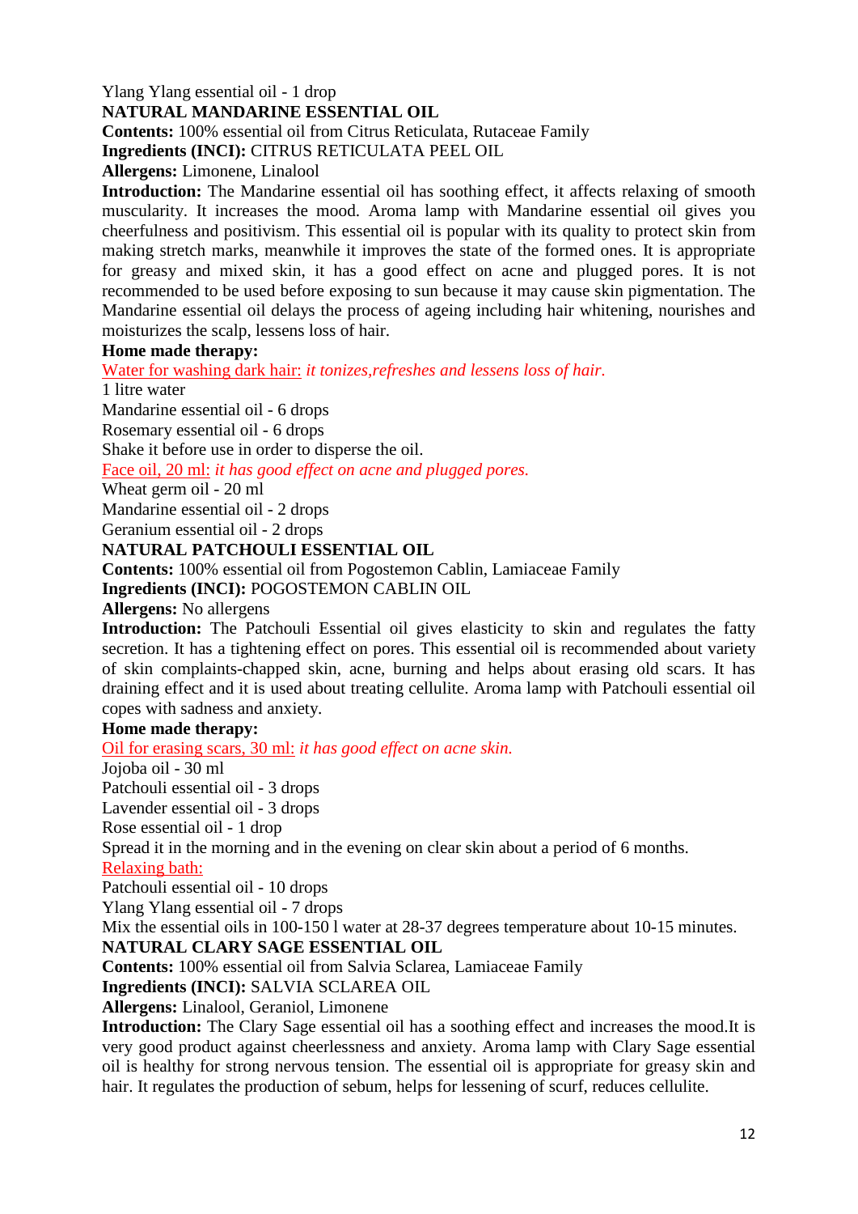Ylang Ylang essential oil - 1 drop

## NATURAL MANDARINE ESSENTIAL OIL

**Contents:** 100% essential oil from Citrus Reticulata, Rutaceae Family

**Ingredients (INCI):** CITRUS RETICULATA PEEL OIL

**Allergens:** Limonene, Linalool

**Introduction:** The Mandarine essential oil has soothing effect, it affects relaxing of smooth muscularity. It increases the mood. Aroma lamp with Mandarine essential oil gives you cheerfulness and positivism. This essential oil is popular with its quality to protect skin from making stretch marks, meanwhile it improves the state of the formed ones. It is appropriate for greasy and mixed skin, it has a good effect on acne and plugged pores. It is not recommended to be used before exposing to sun because it may cause skin pigmentation. The Mandarine essential oil delays the process of ageing including hair whitening, nourishes and moisturizes the scalp, lessens loss of hair.

**Home made therapy:**

Water for washing dark hair: *it tonizes,refreshes and lessens loss of hair.*

1 litre water

Mandarine essential oil - 6 drops

Rosemary essential oil - 6 drops

Shake it before use in order to disperse the oil.

Face oil, 20 ml: *it has good effect on acne and plugged pores.*

Wheat germ oil - 20 ml

Mandarine essential oil - 2 drops

Geranium essential oil - 2 drops

## NATURAL PATCHOULI ESSENTIAL OIL

**Contents:** 100% essential oil from Pogostemon Cablin, Lamiaceae Family

**Ingredients (INCI):** POGOSTEMON CABLIN OIL

**Allergens:** No allergens

**Introduction:** The Patchouli Essential oil gives elasticity to skin and regulates the fatty secretion. It has a tightening effect on pores. This essential oil is recommended about variety of skin complaints-chapped skin, acne, burning and helps about erasing old scars. It has draining effect and it is used about treating cellulite. Aroma lamp with Patchouli essential oil copes with sadness and anxiety.

**Home made therapy:**

Oil for erasing scars, 30 ml: *it has good effect on acne skin.*

Jojoba oil - 30 ml

Patchouli essential oil - 3 drops

Lavender essential oil - 3 drops

Rose essential oil - 1 drop

Spread it in the morning and in the evening on clear skin about a period of 6 months.

Relaxing bath:

Patchouli essential oil - 10 drops

Ylang Ylang essential oil - 7 drops

Mix the essential oils in 100-150 l water at 28-37 degrees temperature about 10-15 minutes.

## NATURAL CLARY SAGE ESSENTIAL OIL

**Contents:** 100% essential oil from Salvia Sclarea, Lamiaceae Family

**Ingredients (INCI):** SALVIA SCLAREA OIL

**Allergens:** Linalool, Geraniol, Limonene

**Introduction:** The Clary Sage essential oil has a soothing effect and increases the mood.It is very good product against cheerlessness and anxiety. Aroma lamp with Clary Sage essential oil is healthy for strong nervous tension. The essential oil is appropriate for greasy skin and hair. It regulates the production of sebum, helps for lessening of scurf, reduces cellulite.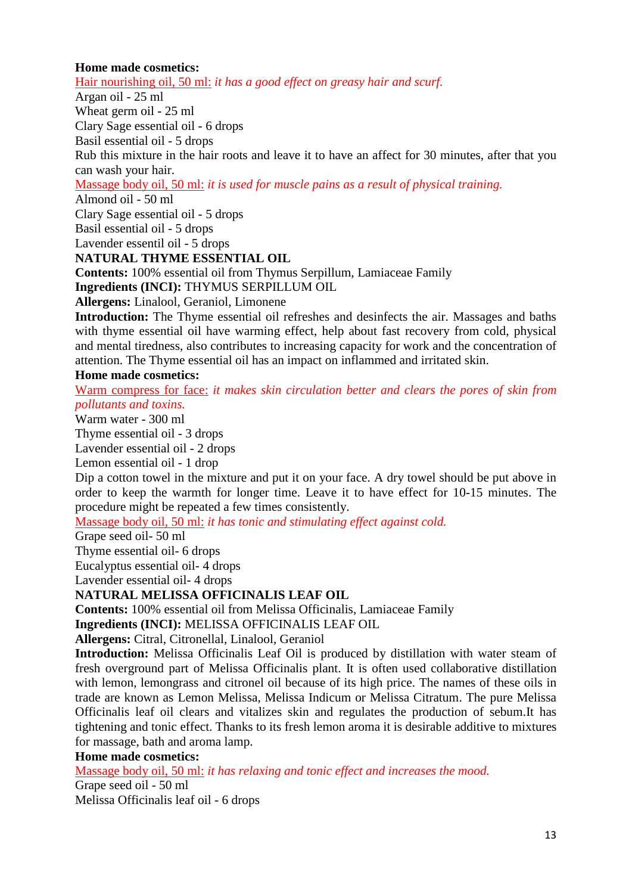**Home made cosmetics:**

Hair nourishing oil, 50 ml: *it has a good effect on greasy hair and scurf.*

Argan oil - 25 ml
Wheat germ oil - 25 ml
Clary Sage essential oil - 6 drops
Basil essential oil - 5 drops

Rub this mixture in the hair roots and leave it to have an affect for 30 minutes, after that you can wash your hair.

Massage body oil, 50 ml: *it is used for muscle pains as a result of physical training.*

Almond oil - 50 ml
Clary Sage essential oil - 5 drops
Basil essential oil - 5 drops
Lavender essentil oil - 5 drops

**NATURAL THYME ESSENTIAL OIL**

**Contents:** 100% essential oil from Thymus Serpillum, Lamiaceae Family

**Ingredients (INCI):** THYMUS SERPILLUM OIL

**Allergens:** Linalool, Geraniol, Limonene

**Introduction:** The Thyme essential oil refreshes and desinfects the air. Massages and baths with thyme essential oil have warming effect, help about fast recovery from cold, physical and mental tiredness, also contributes to increasing capacity for work and the concentration of attention. The Thyme essential oil has an impact on inflammed and irritated skin.

**Home made cosmetics:**

Warm compress for face: *it makes skin circulation better and clears the pores of skin from pollutants and toxins.*

Warm water - 300 ml
Thyme essential oil - 3 drops
Lavender essential oil - 2 drops
Lemon essential oil - 1 drop

Dip a cotton towel in the mixture and put it on your face. A dry towel should be put above in order to keep the warmth for longer time. Leave it to have effect for 10-15 minutes. The procedure might be repeated a few times consistently.

Massage body oil, 50 ml: *it has tonic and stimulating effect against cold.*

Grape seed oil- 50 ml
Thyme essential oil- 6 drops
Eucalyptus essential oil- 4 drops
Lavender essential oil- 4 drops

**NATURAL MELISSA OFFICINALIS LEAF OIL**

**Contents:** 100% essential oil from Melissa Officinalis, Lamiaceae Family

**Ingredients (INCI):** MELISSA OFFICINALIS LEAF OIL

**Allergens:** Citral, Citronellal, Linalool, Geraniol

**Introduction:** Melissa Officinalis Leaf Oil is produced by distillation with water steam of fresh overground part of Melissa Officinalis plant. It is often used collaborative distillation with lemon, lemongrass and citronel oil because of its high price. The names of these oils in trade are known as Lemon Melissa, Melissa Indicum or Melissa Citratum. The pure Melissa Officinalis leaf oil clears and vitalizes skin and regulates the production of sebum.It has tightening and tonic effect. Thanks to its fresh lemon aroma it is desirable additive to mixtures for massage, bath and aroma lamp.

**Home made cosmetics:**

Massage body oil, 50 ml: *it has relaxing and tonic effect and increases the mood.*

Grape seed oil - 50 ml
Melissa Officinalis leaf oil - 6 drops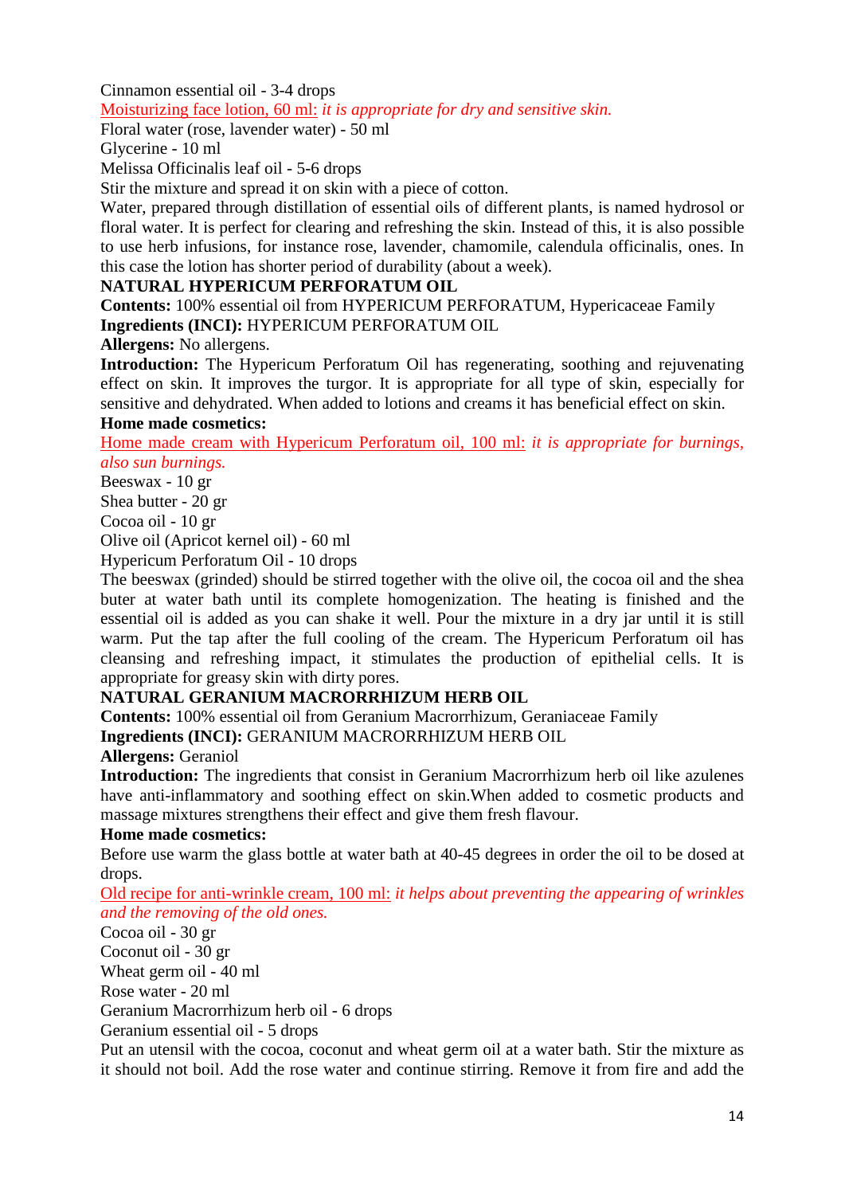Cinnamon essential oil - 3-4 drops

Moisturizing face lotion, 60 ml: *it is appropriate for dry and sensitive skin.*

Floral water (rose, lavender water) - 50 ml

Glycerine - 10 ml

Melissa Officinalis leaf oil - 5-6 drops

Stir the mixture and spread it on skin with a piece of cotton.

Water, prepared through distillation of essential oils of different plants, is named hydrosol or floral water. It is perfect for clearing and refreshing the skin. Instead of this, it is also possible to use herb infusions, for instance rose, lavender, chamomile, calendula officinalis, ones. In this case the lotion has shorter period of durability (about a week).

**NATURAL HYPERICUM PERFORATUM OIL**

**Contents:** 100% essential oil from HYPERICUM PERFORATUM, Hypericaceae Family

**Ingredients (INCI):** HYPERICUM PERFORATUM OIL

**Allergens:** No allergens.

**Introduction:** The Hypericum Perforatum Oil has regenerating, soothing and rejuvenating effect on skin. It improves the turgor. It is appropriate for all type of skin, especially for sensitive and dehydrated. When added to lotions and creams it has beneficial effect on skin.

**Home made cosmetics:**

Home made cream with Hypericum Perforatum oil, 100 ml: *it is appropriate for burnings, also sun burnings.*

Beeswax - 10 gr

Shea butter - 20 gr

Cocoa oil - 10 gr

Olive oil (Apricot kernel oil) - 60 ml

Hypericum Perforatum Oil - 10 drops

The beeswax (grinded) should be stirred together with the olive oil, the cocoa oil and the shea buter at water bath until its complete homogenization. The heating is finished and the essential oil is added as you can shake it well. Pour the mixture in a dry jar until it is still warm. Put the tap after the full cooling of the cream. The Hypericum Perforatum oil has cleansing and refreshing impact, it stimulates the production of epithelial cells. It is appropriate for greasy skin with dirty pores.

**NATURAL GERANIUM MACRORRHIZUM HERB OIL**

**Contents:** 100% essential oil from Geranium Macrorrhizum, Geraniaceae Family

**Ingredients (INCI):** GERANIUM MACRORRHIZUM HERB OIL

**Allergens:** Geraniol

**Introduction:** The ingredients that consist in Geranium Macrorrhizum herb oil like azulenes have anti-inflammatory and soothing effect on skin.When added to cosmetic products and massage mixtures strengthens their effect and give them fresh flavour.

**Home made cosmetics:**

Before use warm the glass bottle at water bath at 40-45 degrees in order the oil to be dosed at drops.

Old recipe for anti-wrinkle cream, 100 ml: *it helps about preventing the appearing of wrinkles and the removing of the old ones.*

Cocoa oil - 30 gr

Coconut oil - 30 gr

Wheat germ oil - 40 ml

Rose water - 20 ml

Geranium Macrorrhizum herb oil - 6 drops

Geranium essential oil - 5 drops

Put an utensil with the cocoa, coconut and wheat germ oil at a water bath. Stir the mixture as it should not boil. Add the rose water and continue stirring. Remove it from fire and add the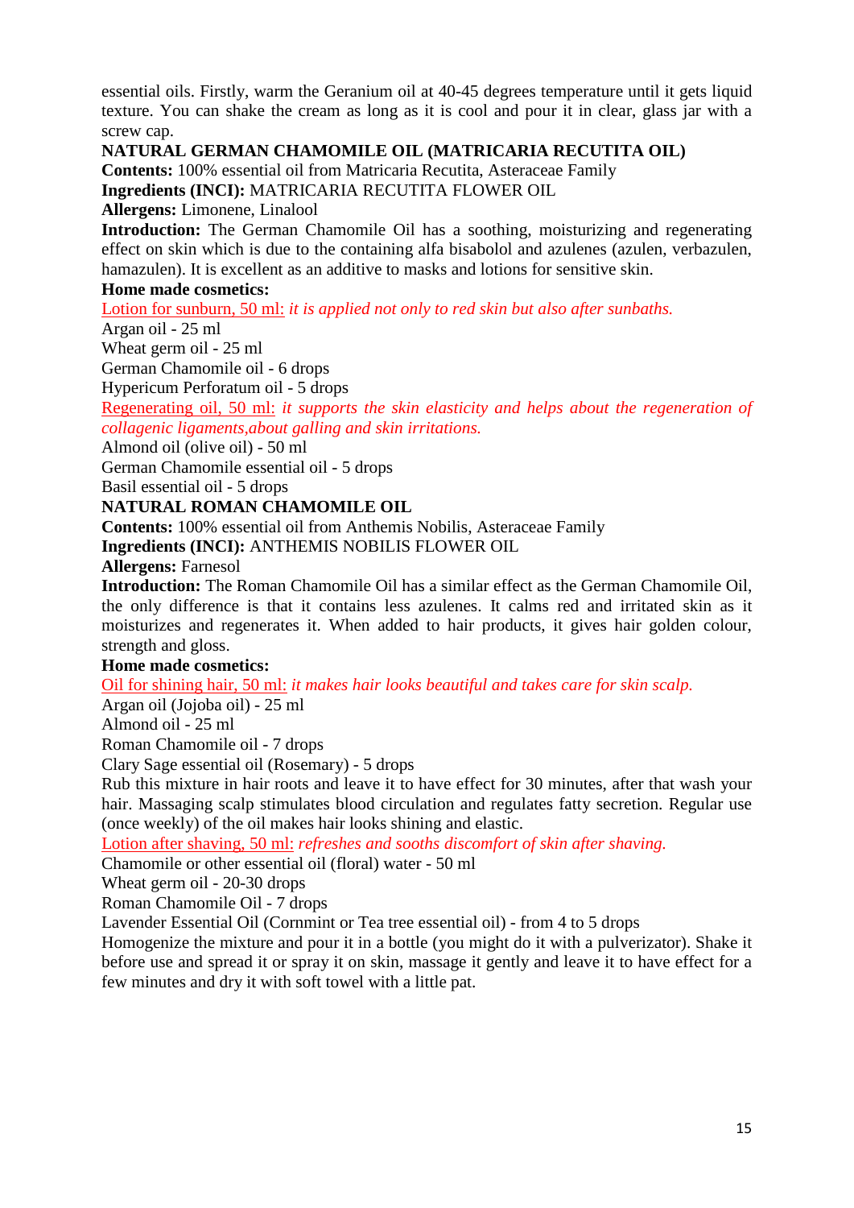essential oils. Firstly, warm the Geranium oil at 40-45 degrees temperature until it gets liquid texture. You can shake the cream as long as it is cool and pour it in clear, glass jar with a screw cap.

**NATURAL GERMAN CHAMOMILE OIL (MATRICARIA RECUTITA OIL)**

**Contents:** 100% essential oil from Matricaria Recutita, Asteraceae Family

**Ingredients (INCI):** MATRICARIA RECUTITA FLOWER OIL

**Allergens:** Limonene, Linalool

**Introduction:** The German Chamomile Oil has a soothing, moisturizing and regenerating effect on skin which is due to the containing alfa bisabolol and azulenes (azulen, verbazulen, hamazulen). It is excellent as an additive to masks and lotions for sensitive skin.

**Home made cosmetics:**

Lotion for sunburn, 50 ml: *it is applied not only to red skin but also after sunbaths.*

Argan oil - 25 ml
Wheat germ oil - 25 ml
German Chamomile oil - 6 drops
Hypericum Perforatum oil - 5 drops

Regenerating oil, 50 ml: *it supports the skin elasticity and helps about the regeneration of collagenic ligaments,about galling and skin irritations.*

Almond oil (olive oil) - 50 ml
German Chamomile essential oil - 5 drops
Basil essential oil - 5 drops

**NATURAL ROMAN CHAMOMILE OIL**

**Contents:** 100% essential oil from Anthemis Nobilis, Asteraceae Family

**Ingredients (INCI):** ANTHEMIS NOBILIS FLOWER OIL

**Allergens:** Farnesol

**Introduction:** The Roman Chamomile Oil has a similar effect as the German Chamomile Oil, the only difference is that it contains less azulenes. It calms red and irritated skin as it moisturizes and regenerates it. When added to hair products, it gives hair golden colour, strength and gloss.

**Home made cosmetics:**

Oil for shining hair, 50 ml: *it makes hair looks beautiful and takes care for skin scalp.*

Argan oil (Jojoba oil) - 25 ml
Almond oil - 25 ml
Roman Chamomile oil - 7 drops
Clary Sage essential oil (Rosemary) - 5 drops

Rub this mixture in hair roots and leave it to have effect for 30 minutes, after that wash your hair. Massaging scalp stimulates blood circulation and regulates fatty secretion. Regular use (once weekly) of the oil makes hair looks shining and elastic.

Lotion after shaving, 50 ml: *refreshes and sooths discomfort of skin after shaving.*

Chamomile or other essential oil (floral) water - 50 ml
Wheat germ oil - 20-30 drops
Roman Chamomile Oil - 7 drops
Lavender Essential Oil (Cornmint or Tea tree essential oil) - from 4 to 5 drops

Homogenize the mixture and pour it in a bottle (you might do it with a pulverizator). Shake it before use and spread it or spray it on skin, massage it gently and leave it to have effect for a few minutes and dry it with soft towel with a little pat.